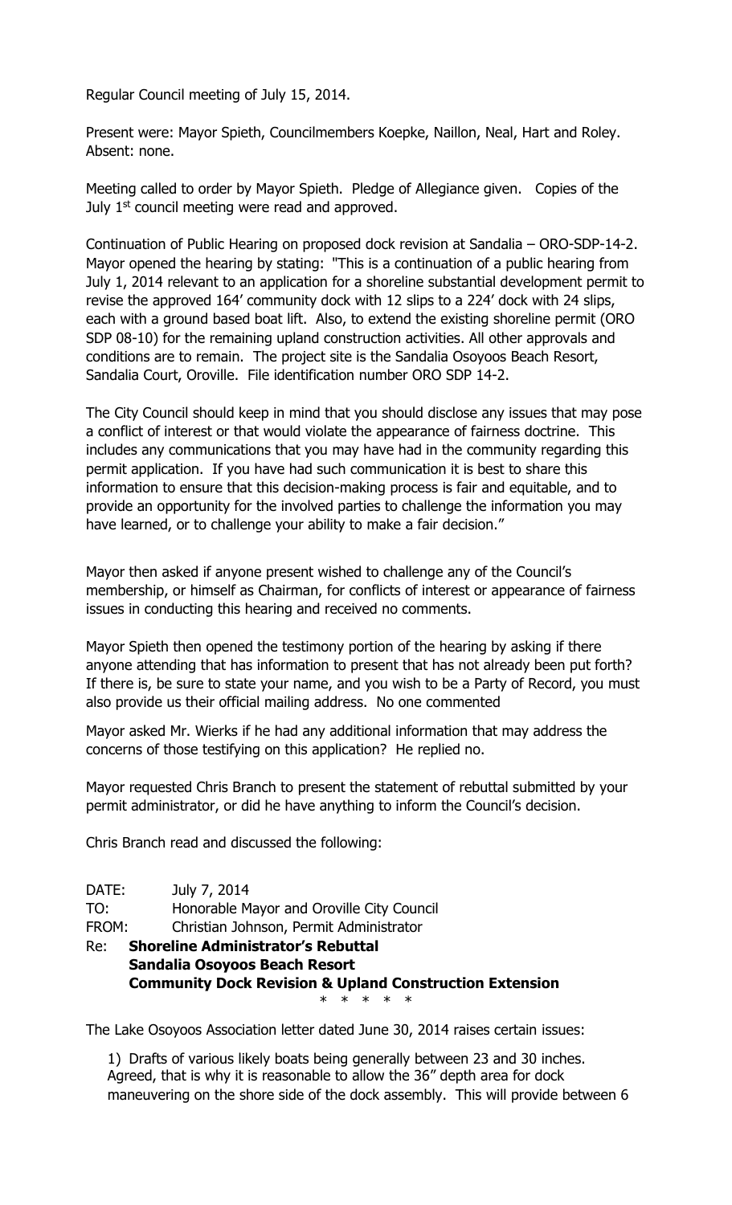Regular Council meeting of July 15, 2014.

Present were: Mayor Spieth, Councilmembers Koepke, Naillon, Neal, Hart and Roley. Absent: none.

Meeting called to order by Mayor Spieth. Pledge of Allegiance given. Copies of the July 1st council meeting were read and approved.

Continuation of Public Hearing on proposed dock revision at Sandalia – ORO-SDP-14-2. Mayor opened the hearing by stating: "This is a continuation of a public hearing from July 1, 2014 relevant to an application for a shoreline substantial development permit to revise the approved 164' community dock with 12 slips to a 224' dock with 24 slips, each with a ground based boat lift. Also, to extend the existing shoreline permit (ORO SDP 08-10) for the remaining upland construction activities. All other approvals and conditions are to remain. The project site is the Sandalia Osoyoos Beach Resort, Sandalia Court, Oroville. File identification number ORO SDP 14-2.

The City Council should keep in mind that you should disclose any issues that may pose a conflict of interest or that would violate the appearance of fairness doctrine. This includes any communications that you may have had in the community regarding this permit application. If you have had such communication it is best to share this information to ensure that this decision-making process is fair and equitable, and to provide an opportunity for the involved parties to challenge the information you may have learned, or to challenge your ability to make a fair decision."

Mayor then asked if anyone present wished to challenge any of the Council's membership, or himself as Chairman, for conflicts of interest or appearance of fairness issues in conducting this hearing and received no comments.

Mayor Spieth then opened the testimony portion of the hearing by asking if there anyone attending that has information to present that has not already been put forth? If there is, be sure to state your name, and you wish to be a Party of Record, you must also provide us their official mailing address. No one commented

Mayor asked Mr. Wierks if he had any additional information that may address the concerns of those testifying on this application? He replied no.

Mayor requested Chris Branch to present the statement of rebuttal submitted by your permit administrator, or did he have anything to inform the Council's decision.

Chris Branch read and discussed the following:

DATE: July 7, 2014
TO: Honorable Mayor and Oroville City Council
FROM: Christian Johnson, Permit Administrator
Re: **Shoreline Administrator's Rebuttal**
**Sandalia Osoyoos Beach Resort**
**Community Dock Revision & Upland Construction Extension**

\* \* \* \* \*

The Lake Osoyoos Association letter dated June 30, 2014 raises certain issues:

1) Drafts of various likely boats being generally between 23 and 30 inches. Agreed, that is why it is reasonable to allow the 36" depth area for dock maneuvering on the shore side of the dock assembly. This will provide between 6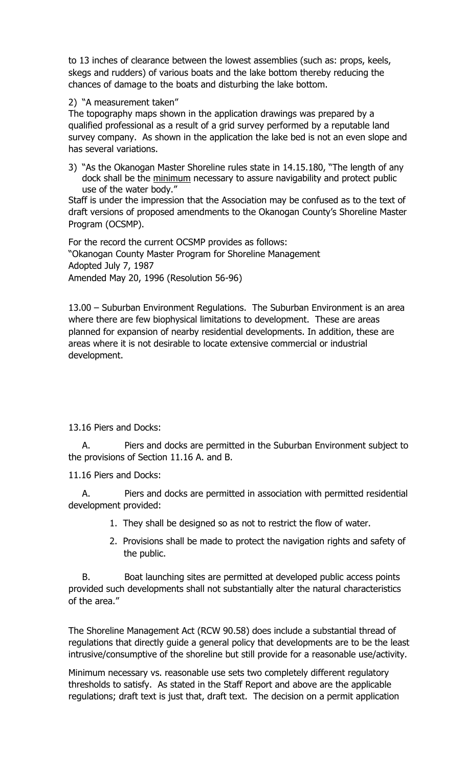to 13 inches of clearance between the lowest assemblies (such as: props, keels, skegs and rudders) of various boats and the lake bottom thereby reducing the chances of damage to the boats and disturbing the lake bottom.

2) "A measurement taken"

The topography maps shown in the application drawings was prepared by a qualified professional as a result of a grid survey performed by a reputable land survey company. As shown in the application the lake bed is not an even slope and has several variations.

3) "As the Okanogan Master Shoreline rules state in 14.15.180, "The length of any dock shall be the minimum necessary to assure navigability and protect public use of the water body."

Staff is under the impression that the Association may be confused as to the text of draft versions of proposed amendments to the Okanogan County's Shoreline Master Program (OCSMP).

For the record the current OCSMP provides as follows:
"Okanogan County Master Program for Shoreline Management
Adopted July 7, 1987
Amended May 20, 1996 (Resolution 56-96)

13.00 – Suburban Environment Regulations. The Suburban Environment is an area where there are few biophysical limitations to development. These are areas planned for expansion of nearby residential developments. In addition, these are areas where it is not desirable to locate extensive commercial or industrial development.

13.16 Piers and Docks:

A. Piers and docks are permitted in the Suburban Environment subject to the provisions of Section 11.16 A. and B.

11.16 Piers and Docks:

A. Piers and docks are permitted in association with permitted residential development provided:

1. They shall be designed so as not to restrict the flow of water.
2. Provisions shall be made to protect the navigation rights and safety of the public.

B. Boat launching sites are permitted at developed public access points provided such developments shall not substantially alter the natural characteristics of the area."

The Shoreline Management Act (RCW 90.58) does include a substantial thread of regulations that directly guide a general policy that developments are to be the least intrusive/consumptive of the shoreline but still provide for a reasonable use/activity.

Minimum necessary vs. reasonable use sets two completely different regulatory thresholds to satisfy. As stated in the Staff Report and above are the applicable regulations; draft text is just that, draft text. The decision on a permit application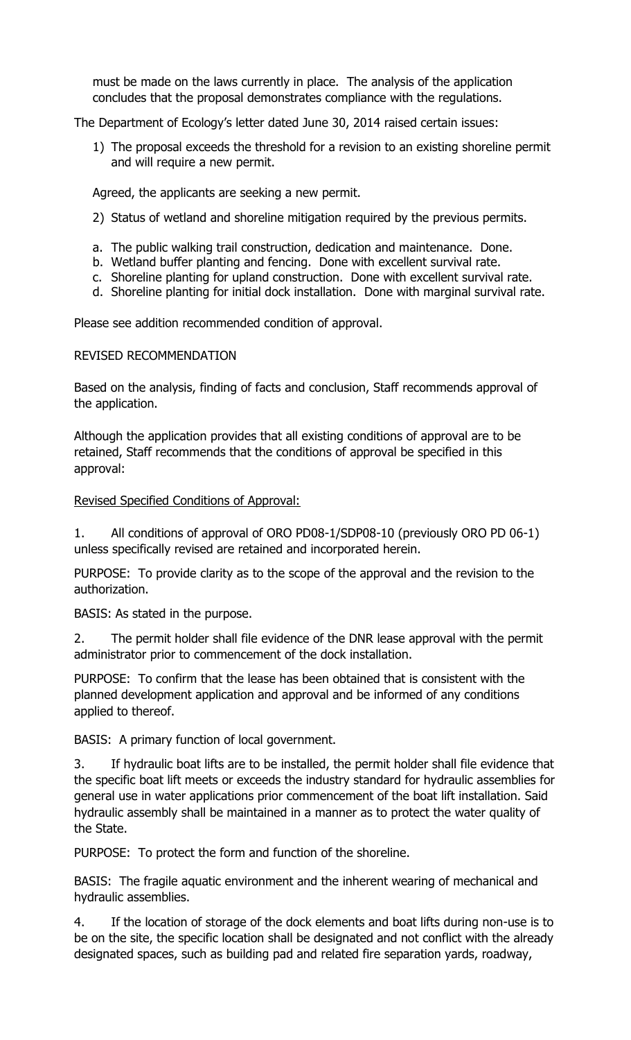must be made on the laws currently in place. The analysis of the application concludes that the proposal demonstrates compliance with the regulations.

The Department of Ecology's letter dated June 30, 2014 raised certain issues:

1) The proposal exceeds the threshold for a revision to an existing shoreline permit and will require a new permit.

Agreed, the applicants are seeking a new permit.

2) Status of wetland and shoreline mitigation required by the previous permits.

a. The public walking trail construction, dedication and maintenance. Done.
b. Wetland buffer planting and fencing. Done with excellent survival rate.
c. Shoreline planting for upland construction. Done with excellent survival rate.
d. Shoreline planting for initial dock installation. Done with marginal survival rate.

Please see addition recommended condition of approval.

REVISED RECOMMENDATION

Based on the analysis, finding of facts and conclusion, Staff recommends approval of the application.

Although the application provides that all existing conditions of approval are to be retained, Staff recommends that the conditions of approval be specified in this approval:

Revised Specified Conditions of Approval:

1. All conditions of approval of ORO PD08-1/SDP08-10 (previously ORO PD 06-1) unless specifically revised are retained and incorporated herein.

PURPOSE: To provide clarity as to the scope of the approval and the revision to the authorization.

BASIS: As stated in the purpose.

2. The permit holder shall file evidence of the DNR lease approval with the permit administrator prior to commencement of the dock installation.

PURPOSE: To confirm that the lease has been obtained that is consistent with the planned development application and approval and be informed of any conditions applied to thereof.

BASIS: A primary function of local government.

3. If hydraulic boat lifts are to be installed, the permit holder shall file evidence that the specific boat lift meets or exceeds the industry standard for hydraulic assemblies for general use in water applications prior commencement of the boat lift installation. Said hydraulic assembly shall be maintained in a manner as to protect the water quality of the State.

PURPOSE: To protect the form and function of the shoreline.

BASIS: The fragile aquatic environment and the inherent wearing of mechanical and hydraulic assemblies.

4. If the location of storage of the dock elements and boat lifts during non-use is to be on the site, the specific location shall be designated and not conflict with the already designated spaces, such as building pad and related fire separation yards, roadway,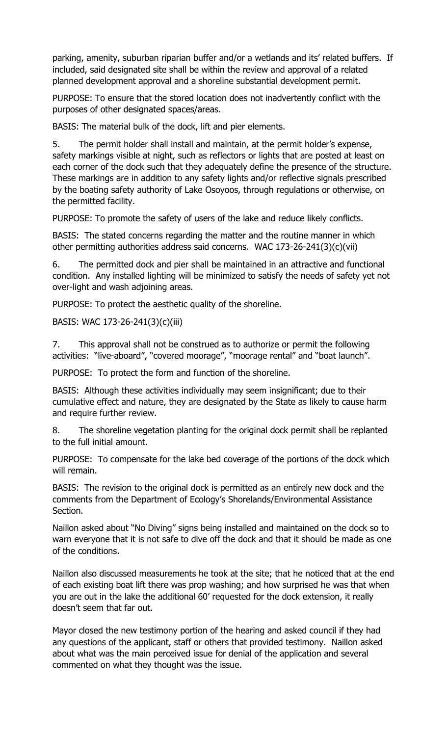parking, amenity, suburban riparian buffer and/or a wetlands and its' related buffers. If included, said designated site shall be within the review and approval of a related planned development approval and a shoreline substantial development permit.

PURPOSE: To ensure that the stored location does not inadvertently conflict with the purposes of other designated spaces/areas.

BASIS: The material bulk of the dock, lift and pier elements.

5. The permit holder shall install and maintain, at the permit holder's expense, safety markings visible at night, such as reflectors or lights that are posted at least on each corner of the dock such that they adequately define the presence of the structure. These markings are in addition to any safety lights and/or reflective signals prescribed by the boating safety authority of Lake Osoyoos, through regulations or otherwise, on the permitted facility.

PURPOSE: To promote the safety of users of the lake and reduce likely conflicts.

BASIS: The stated concerns regarding the matter and the routine manner in which other permitting authorities address said concerns. WAC 173-26-241(3)(c)(vii)

6. The permitted dock and pier shall be maintained in an attractive and functional condition. Any installed lighting will be minimized to satisfy the needs of safety yet not over-light and wash adjoining areas.

PURPOSE: To protect the aesthetic quality of the shoreline.

BASIS: WAC 173-26-241(3)(c)(iii)

7. This approval shall not be construed as to authorize or permit the following activities: "live-aboard", "covered moorage", "moorage rental" and "boat launch".

PURPOSE: To protect the form and function of the shoreline.

BASIS: Although these activities individually may seem insignificant; due to their cumulative effect and nature, they are designated by the State as likely to cause harm and require further review.

8. The shoreline vegetation planting for the original dock permit shall be replanted to the full initial amount.

PURPOSE: To compensate for the lake bed coverage of the portions of the dock which will remain.

BASIS: The revision to the original dock is permitted as an entirely new dock and the comments from the Department of Ecology's Shorelands/Environmental Assistance Section.

Naillon asked about "No Diving" signs being installed and maintained on the dock so to warn everyone that it is not safe to dive off the dock and that it should be made as one of the conditions.

Naillon also discussed measurements he took at the site; that he noticed that at the end of each existing boat lift there was prop washing; and how surprised he was that when you are out in the lake the additional 60' requested for the dock extension, it really doesn't seem that far out.

Mayor closed the new testimony portion of the hearing and asked council if they had any questions of the applicant, staff or others that provided testimony. Naillon asked about what was the main perceived issue for denial of the application and several commented on what they thought was the issue.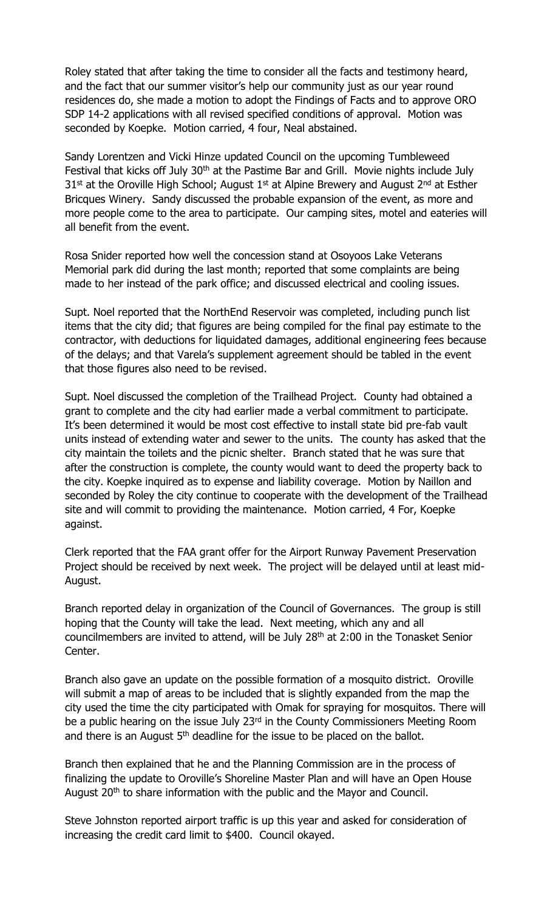Roley stated that after taking the time to consider all the facts and testimony heard, and the fact that our summer visitor's help our community just as our year round residences do, she made a motion to adopt the Findings of Facts and to approve ORO SDP 14-2 applications with all revised specified conditions of approval. Motion was seconded by Koepke. Motion carried, 4 four, Neal abstained.

Sandy Lorentzen and Vicki Hinze updated Council on the upcoming Tumbleweed Festival that kicks off July 30th at the Pastime Bar and Grill. Movie nights include July 31st at the Oroville High School; August 1st at Alpine Brewery and August 2nd at Esther Bricques Winery. Sandy discussed the probable expansion of the event, as more and more people come to the area to participate. Our camping sites, motel and eateries will all benefit from the event.

Rosa Snider reported how well the concession stand at Osoyoos Lake Veterans Memorial park did during the last month; reported that some complaints are being made to her instead of the park office; and discussed electrical and cooling issues.

Supt. Noel reported that the NorthEnd Reservoir was completed, including punch list items that the city did; that figures are being compiled for the final pay estimate to the contractor, with deductions for liquidated damages, additional engineering fees because of the delays; and that Varela's supplement agreement should be tabled in the event that those figures also need to be revised.

Supt. Noel discussed the completion of the Trailhead Project. County had obtained a grant to complete and the city had earlier made a verbal commitment to participate. It's been determined it would be most cost effective to install state bid pre-fab vault units instead of extending water and sewer to the units. The county has asked that the city maintain the toilets and the picnic shelter. Branch stated that he was sure that after the construction is complete, the county would want to deed the property back to the city. Koepke inquired as to expense and liability coverage. Motion by Naillon and seconded by Roley the city continue to cooperate with the development of the Trailhead site and will commit to providing the maintenance. Motion carried, 4 For, Koepke against.

Clerk reported that the FAA grant offer for the Airport Runway Pavement Preservation Project should be received by next week. The project will be delayed until at least mid-August.

Branch reported delay in organization of the Council of Governances. The group is still hoping that the County will take the lead. Next meeting, which any and all councilmembers are invited to attend, will be July 28th at 2:00 in the Tonasket Senior Center.

Branch also gave an update on the possible formation of a mosquito district. Oroville will submit a map of areas to be included that is slightly expanded from the map the city used the time the city participated with Omak for spraying for mosquitos. There will be a public hearing on the issue July 23rd in the County Commissioners Meeting Room and there is an August 5th deadline for the issue to be placed on the ballot.

Branch then explained that he and the Planning Commission are in the process of finalizing the update to Oroville's Shoreline Master Plan and will have an Open House August 20th to share information with the public and the Mayor and Council.

Steve Johnston reported airport traffic is up this year and asked for consideration of increasing the credit card limit to $400. Council okayed.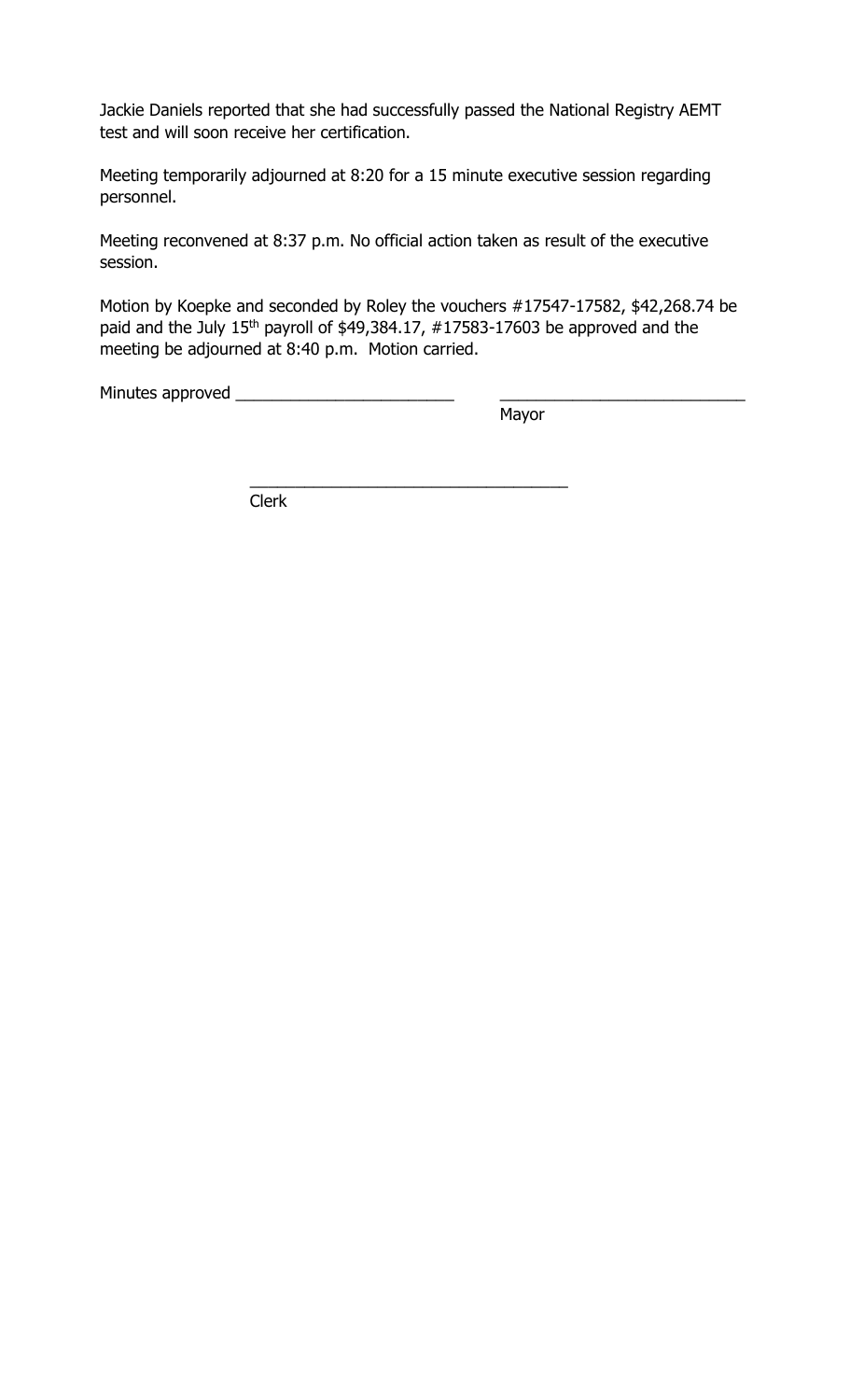Jackie Daniels reported that she had successfully passed the National Registry AEMT test and will soon receive her certification.

Meeting temporarily adjourned at 8:20 for a 15 minute executive session regarding personnel.

Meeting reconvened at 8:37 p.m. No official action taken as result of the executive session.

Motion by Koepke and seconded by Roley the vouchers #17547-17582, $42,268.74 be paid and the July 15th payroll of $49,384.17, #17583-17603 be approved and the meeting be adjourned at 8:40 p.m. Motion carried.

Minutes approved ________________________ ___________________________

Mayor

___________________________________

Clerk